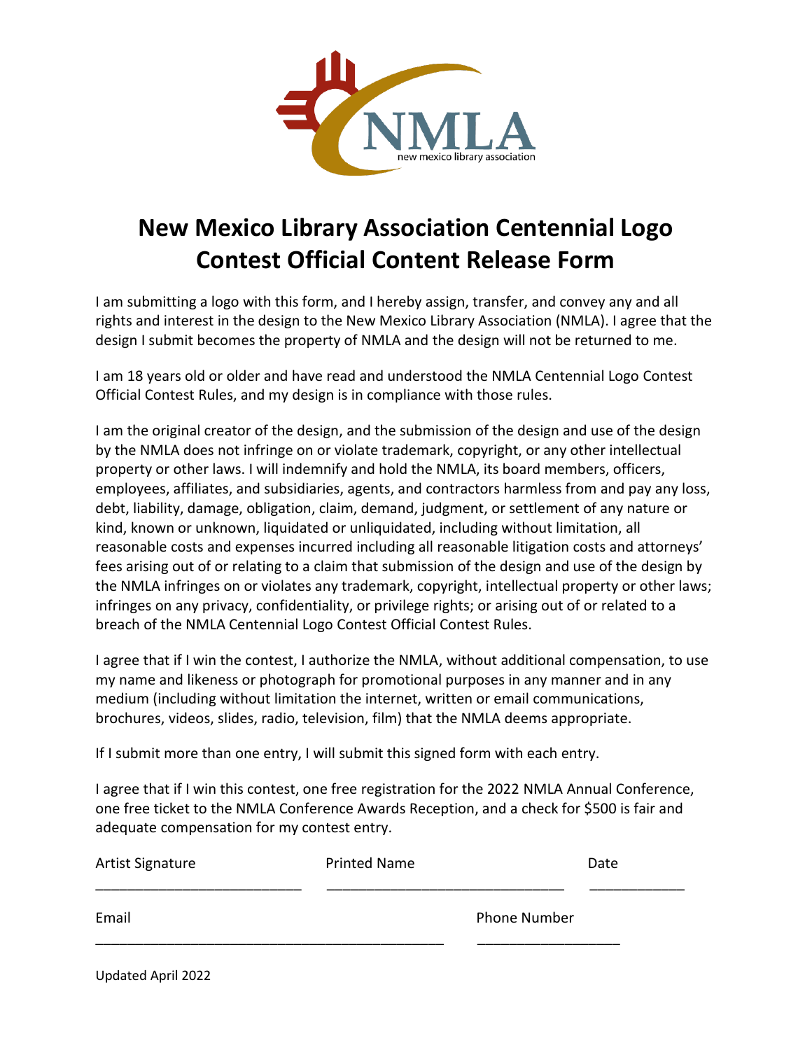# New Mexico Library Association Centennial Logo Contest Official Content Release Form

I am submitting a logo with this form, and I hereby assign, transfer, and convey any and all rights and interest in the design to the New Mexico Library Association (NMLA). I agree that the design I submit becomes the property of NMLA and the design will not be returned to me.

I am 18 years old or older and have read and understood the NMLA Centennial Logo Contest Official Contest Rules, and my design is in compliance with those rules.

I am the original creator of the design, and the submission of the design and use of the design by the NMLA does not infringe on or violate trademark, copyright, or any other intellectual property or other laws. I will indemnify and hold the NMLA, its board members, officers, employees, affiliates, and subsidiaries, agents, and contractors harmless from and pay any loss, debt, liability, damage, obligation, claim, demand, judgment, or settlement of any nature or kind, known or unknown, liquidated or unliquidated, including without limitation, all reasonable costs and expenses incurred including all reasonable litigation costs and attorneys' fees arising out of or relating to a claim that submission of the design and use of the design by the NMLA infringes on or violates any trademark, copyright, intellectual property or other laws; infringes on any privacy, confidentiality, or privilege rights; or arising out of or related to a breach of the NMLA Centennial Logo Contest Official Contest Rules.

I agree that if I win the contest, I authorize the NMLA, without additional compensation, to use my name and likeness or photograph for promotional purposes in any manner and in any medium (including without limitation the internet, written or email communications, brochures, videos, slides, radio, television, film) that the NMLA deems appropriate.

If I submit more than one entry, I will submit this signed form with each entry.

I agree that if I win this contest, one free registration for the 2022 NMLA Annual Conference, one free ticket to the NMLA Conference Awards Reception, and a check for $500 is fair and adequate compensation for my contest entry.

Artist Signature ______________________ Printed Name ______________________ Date ____________

Email ______________________________________ Phone Number ____________________

Updated April 2022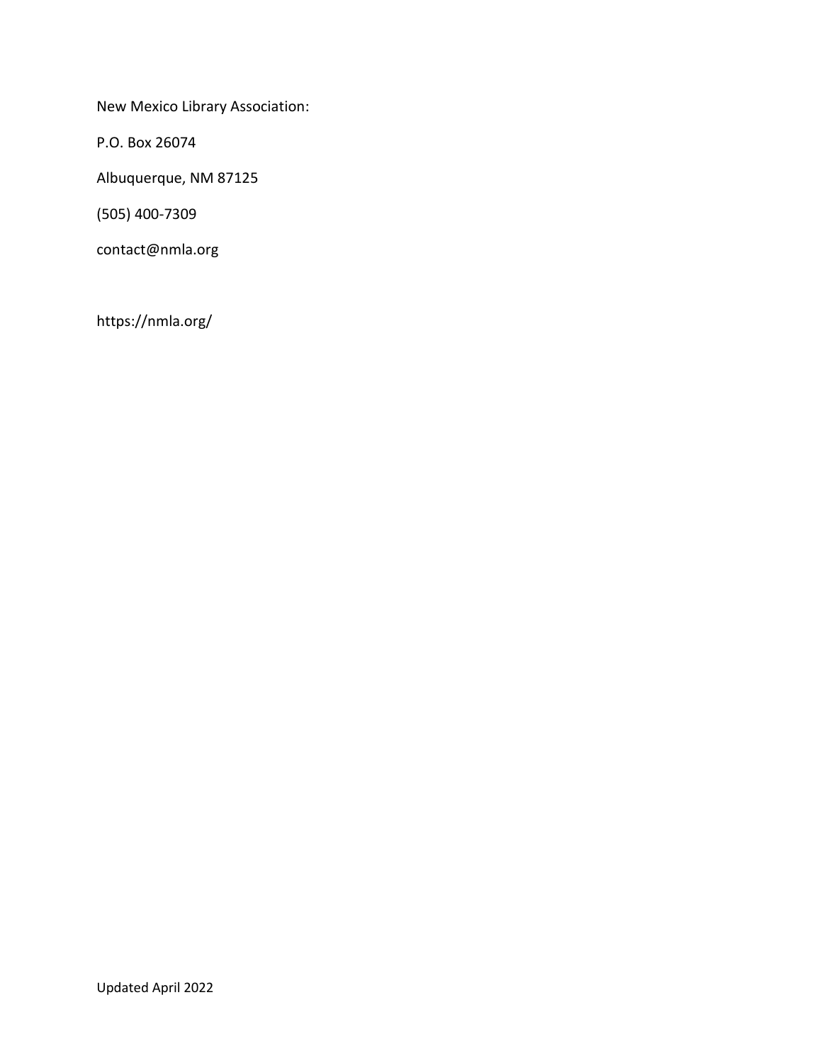New Mexico Library Association:

P.O. Box 26074

Albuquerque, NM 87125

(505) 400-7309

contact@nmla.org

https://nmla.org/

Updated April 2022